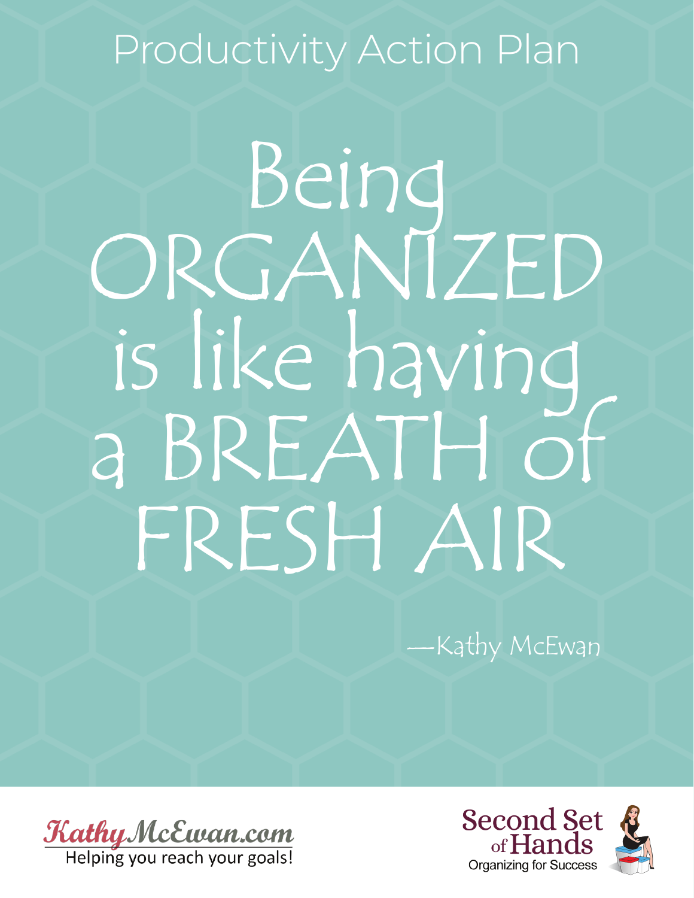# Productivity Action Plan

Being ORGANIZED is like having a BREATH of FRESH AIR

—Kathy McEwan

KathyMcEwan.com
Helping you reach your goals!

Second Set of Hands
Organizing for Success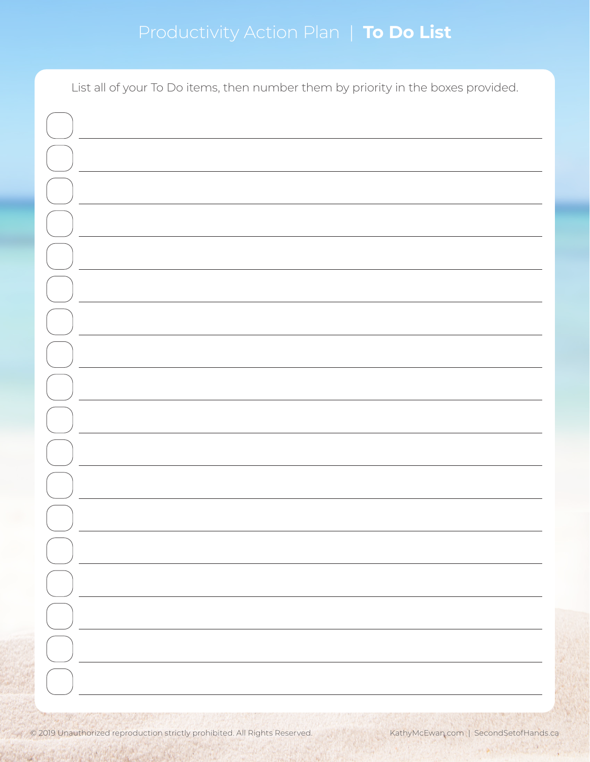# Productivity Action Plan | **To Do List**

List all of your To Do items, then number them by priority in the boxes provided.

| Priority | To Do Item |
|---|---|
| | |
| | |
| | |
| | |
| | |
| | |
| | |
| | |
| | |
| | |
| | |
| | |
| | |
| | |
| | |
| | |
| | |
| | |

© 2019 Unauthorized reproduction strictly prohibited. All Rights Reserved.

KathyMcEwan.com | SecondSetofHands.ca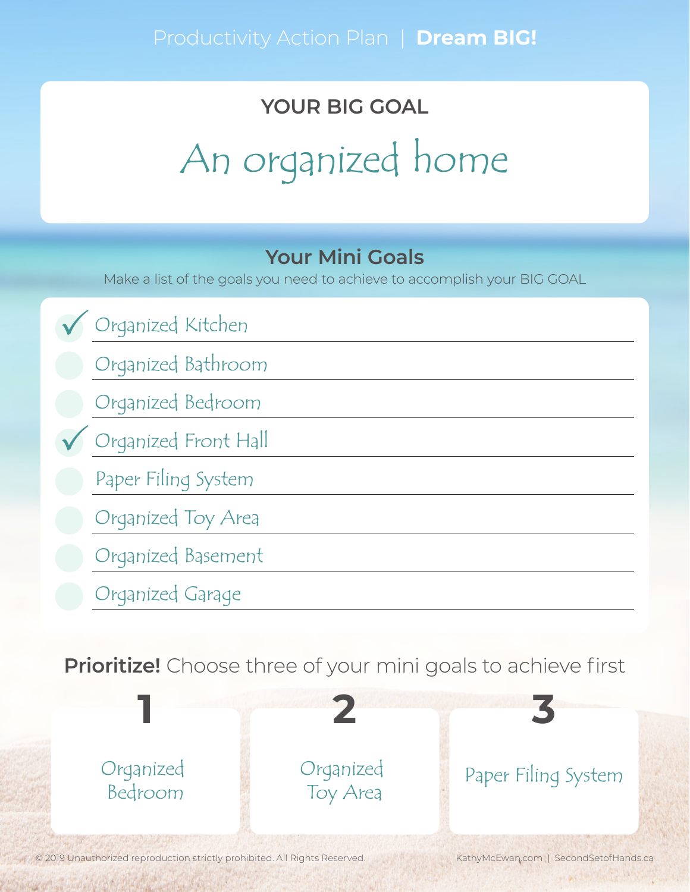Productivity Action Plan | **Dream BIG!**

## YOUR BIG GOAL

# An organized home

## Your Mini Goals

Make a list of the goals you need to achieve to accomplish your BIG GOAL

- [x] Organized Kitchen
- [ ] Organized Bathroom
- [ ] Organized Bedroom
- [x] Organized Front Hall
- [ ] Paper Filing System
- [ ] Organized Toy Area
- [ ] Organized Basement
- [ ] Organized Garage

**Prioritize!** Choose three of your mini goals to achieve first

| 1 | 2 | 3 |
|---|---|---|
| Organized Bedroom | Organized Toy Area | Paper Filing System |

© 2019 Unauthorized reproduction strictly prohibited. All Rights Reserved.

KathyMcEwan.com | SecondSetofHands.ca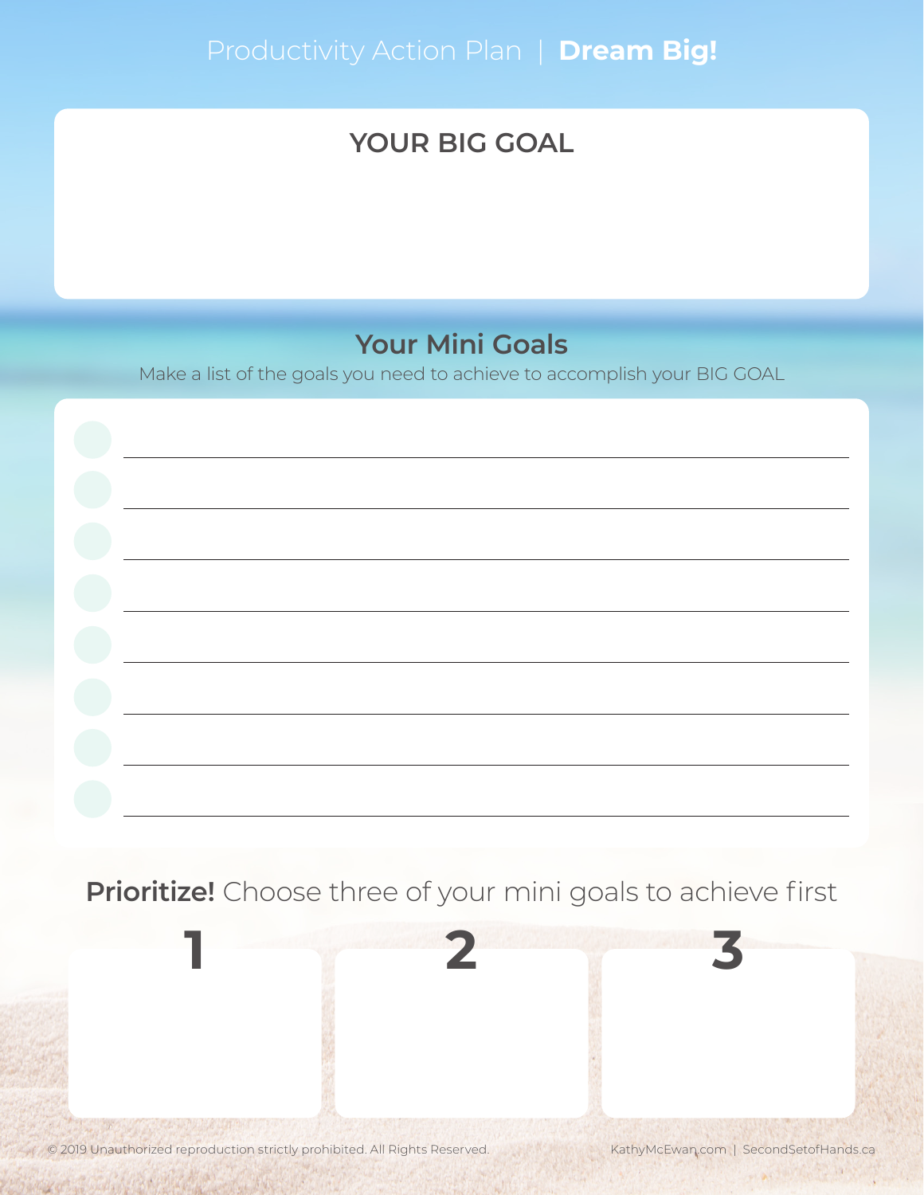Productivity Action Plan | **Dream Big!**

## YOUR BIG GOAL

## Your Mini Goals

Make a list of the goals you need to achieve to accomplish your BIG GOAL

- ____________________
- ____________________
- ____________________
- ____________________
- ____________________
- ____________________
- ____________________
- ____________________

**Prioritize!** Choose three of your mini goals to achieve first

| 1 | 2 | 3 |
| --- | --- | --- |
| | | |

© 2019 Unauthorized reproduction strictly prohibited. All Rights Reserved.

KathyMcEwan.com | SecondSetofHands.ca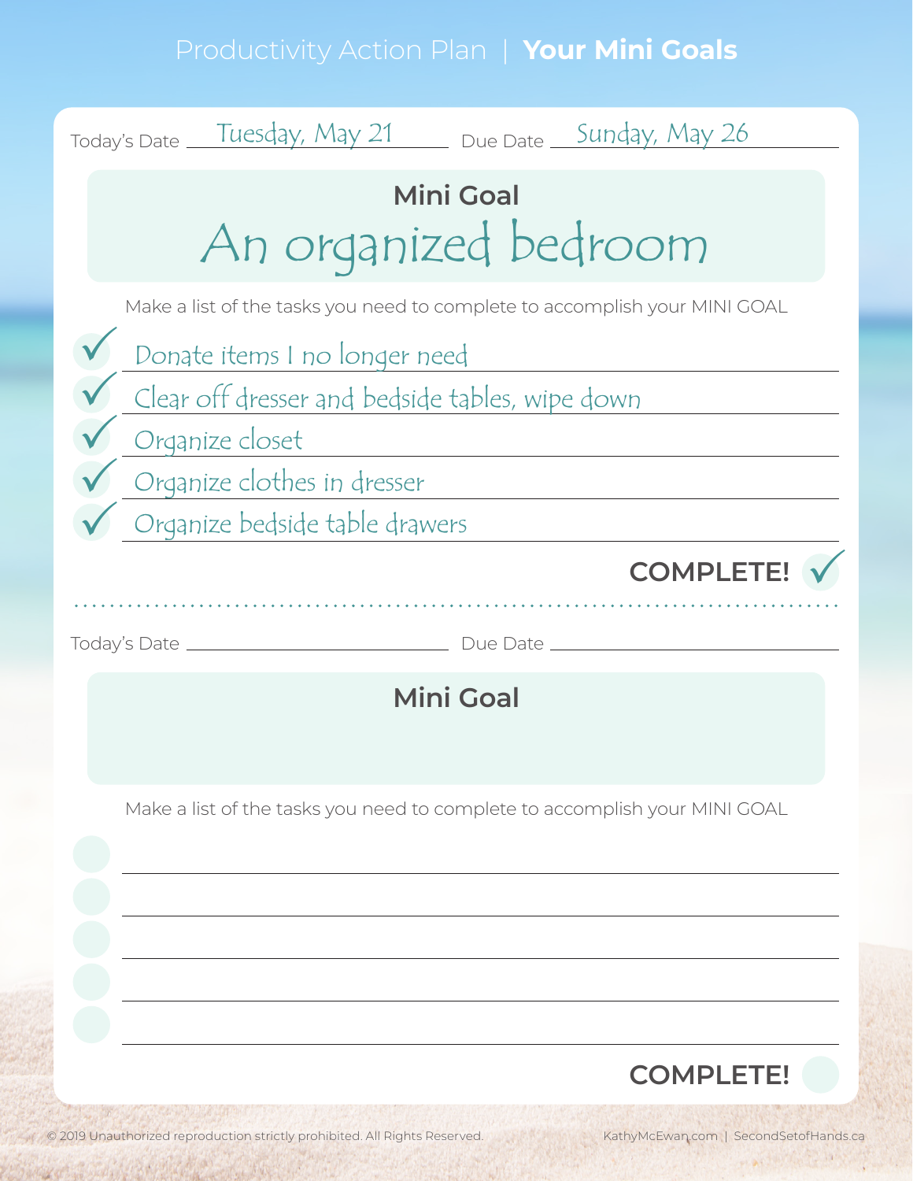# Productivity Action Plan | **Your Mini Goals**

Today's Date Tuesday, May 21 Due Date Sunday, May 26

## Mini Goal

# An organized bedroom

Make a list of the tasks you need to complete to accomplish your MINI GOAL

- [x] Donate items I no longer need
- [x] Clear off dresser and bedside tables, wipe down
- [x] Organize closet
- [x] Organize clothes in dresser
- [x] Organize bedside table drawers

**COMPLETE!** ✓

---

Today's Date \_\_\_\_\_\_\_\_\_\_ Due Date \_\_\_\_\_\_\_\_\_\_

## Mini Goal

Make a list of the tasks you need to complete to accomplish your MINI GOAL

- [ ] 
- [ ] 
- [ ] 
- [ ] 
- [ ] 

**COMPLETE!**

© 2019 Unauthorized reproduction strictly prohibited. All Rights Reserved. KathyMcEwan.com | SecondSetofHands.ca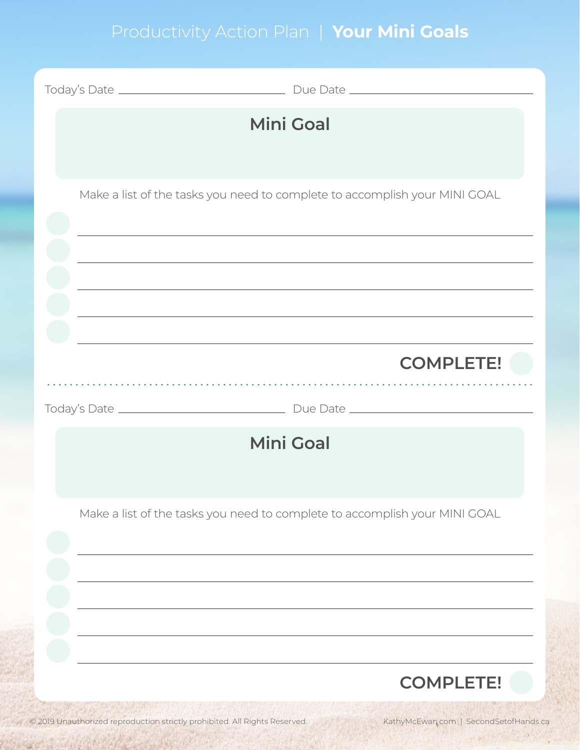# Productivity Action Plan | **Your Mini Goals**

Today's Date ______________________ Due Date ______________________

## Mini Goal

Make a list of the tasks you need to complete to accomplish your MINI GOAL

- ______________________
- ______________________
- ______________________
- ______________________
- ______________________

**COMPLETE!**

---

Today's Date ______________________ Due Date ______________________

## Mini Goal

Make a list of the tasks you need to complete to accomplish your MINI GOAL

- ______________________
- ______________________
- ______________________
- ______________________
- ______________________

**COMPLETE!**

© 2019 Unauthorized reproduction strictly prohibited. All Rights Reserved.

KathyMcEwan.com | SecondSetofHands.ca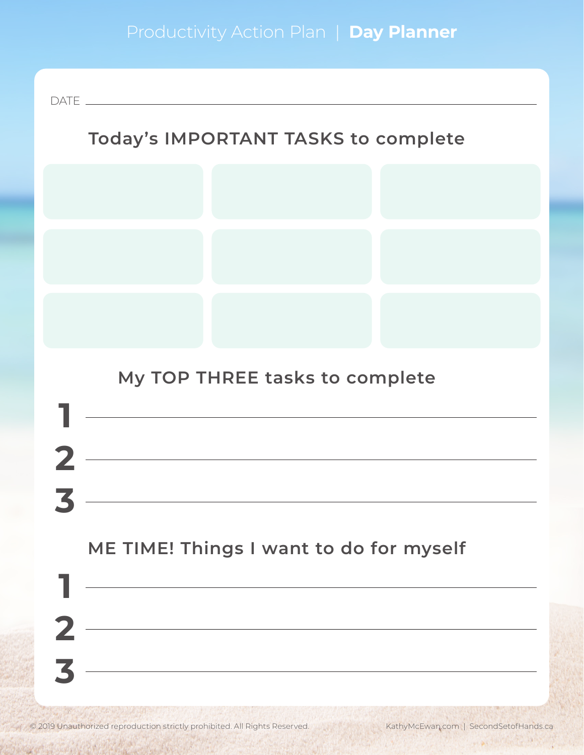# Productivity Action Plan | **Day Planner**

DATE ______________________________

## Today's IMPORTANT TASKS to complete

## My TOP THREE tasks to complete

1 ______________________________

2 ______________________________

3 ______________________________

## ME TIME! Things I want to do for myself

1 ______________________________

2 ______________________________

3 ______________________________

© 2019 Unauthorized reproduction strictly prohibited. All Rights Reserved.

KathyMcEwan.com | SecondSetofHands.ca